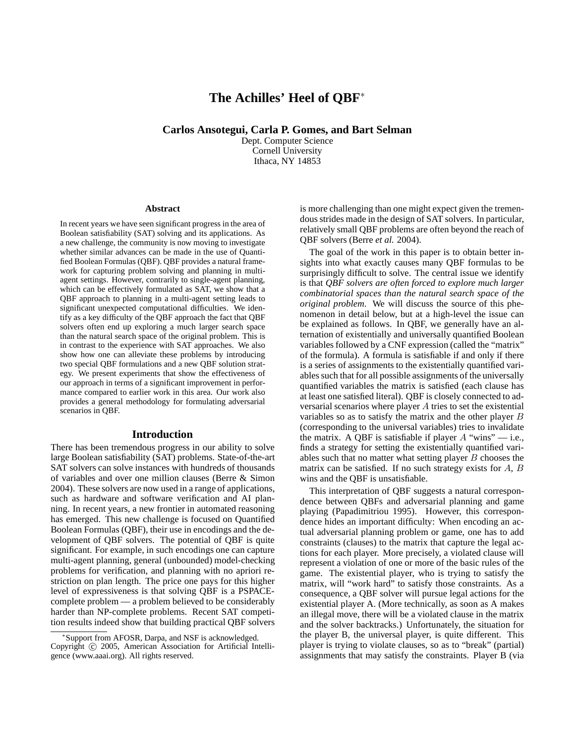# The Achilles' Heel of QBF*

**Carlos Ansotegui, Carla P. Gomes, and Bart Selman**

Dept. Computer Science
Cornell University
Ithaca, NY 14853

### Abstract

In recent years we have seen significant progress in the area of Boolean satisfiability (SAT) solving and its applications. As a new challenge, the community is now moving to investigate whether similar advances can be made in the use of Quantified Boolean Formulas (QBF). QBF provides a natural framework for capturing problem solving and planning in multi-agent settings. However, contrarily to single-agent planning, which can be effectively formulated as SAT, we show that a QBF approach to planning in a multi-agent setting leads to significant unexpected computational difficulties. We identify as a key difficulty of the QBF approach the fact that QBF solvers often end up exploring a much larger search space than the natural search space of the original problem. This is in contrast to the experience with SAT approaches. We also show how one can alleviate these problems by introducing two special QBF formulations and a new QBF solution strategy. We present experiments that show the effectiveness of our approach in terms of a significant improvement in performance compared to earlier work in this area. Our work also provides a general methodology for formulating adversarial scenarios in QBF.

## Introduction

There has been tremendous progress in our ability to solve large Boolean satisfiability (SAT) problems. State-of-the-art SAT solvers can solve instances with hundreds of thousands of variables and over one million clauses (Berre & Simon 2004). These solvers are now used in a range of applications, such as hardware and software verification and AI planning. In recent years, a new frontier in automated reasoning has emerged. This new challenge is focused on Quantified Boolean Formulas (QBF), their use in encodings and the development of QBF solvers. The potential of QBF is quite significant. For example, in such encodings one can capture multi-agent planning, general (unbounded) model-checking problems for verification, and planning with no apriori restriction on plan length. The price one pays for this higher level of expressiveness is that solving QBF is a PSPACE-complete problem — a problem believed to be considerably harder than NP-complete problems. Recent SAT competition results indeed show that building practical QBF solvers is more challenging than one might expect given the tremendous strides made in the design of SAT solvers. In particular, relatively small QBF problems are often beyond the reach of QBF solvers (Berre *et al.* 2004).

The goal of the work in this paper is to obtain better insights into what exactly causes many QBF formulas to be surprisingly difficult to solve. The central issue we identify is that *QBF solvers are often forced to explore much larger combinatorial spaces than the natural search space of the original problem.* We will discuss the source of this phenomenon in detail below, but at a high-level the issue can be explained as follows. In QBF, we generally have an alternation of existentially and universally quantified Boolean variables followed by a CNF expression (called the "matrix" of the formula). A formula is satisfiable if and only if there is a series of assignments to the existentially quantified variables such that for all possible assignments of the universally quantified variables the matrix is satisfied (each clause has at least one satisfied literal). QBF is closely connected to adversarial scenarios where player $A$ tries to set the existential variables so as to satisfy the matrix and the other player $B$ (corresponding to the universal variables) tries to invalidate the matrix. A QBF is satisfiable if player $A$ "wins" — i.e., finds a strategy for setting the existentially quantified variables such that no matter what setting player $B$ chooses the matrix can be satisfied. If no such strategy exists for $A$, $B$ wins and the QBF is unsatisfiable.

This interpretation of QBF suggests a natural correspondence between QBFs and adversarial planning and game playing (Papadimitriou 1995). However, this correspondence hides an important difficulty: When encoding an actual adversarial planning problem or game, one has to add constraints (clauses) to the matrix that capture the legal actions for each player. More precisely, a violated clause will represent a violation of one or more of the basic rules of the game. The existential player, who is trying to satisfy the matrix, will "work hard" to satisfy those constraints. As a consequence, a QBF solver will pursue legal actions for the existential player A. (More technically, as soon as A makes an illegal move, there will be a violated clause in the matrix and the solver backtracks.) Unfortunately, the situation for the player B, the universal player, is quite different. This player is trying to violate clauses, so as to "break" (partial) assignments that may satisfy the constraints. Player B (via

*Support from AFOSR, Darpa, and NSF is acknowledged.
Copyright © 2005, American Association for Artificial Intelligence (www.aaai.org). All rights reserved.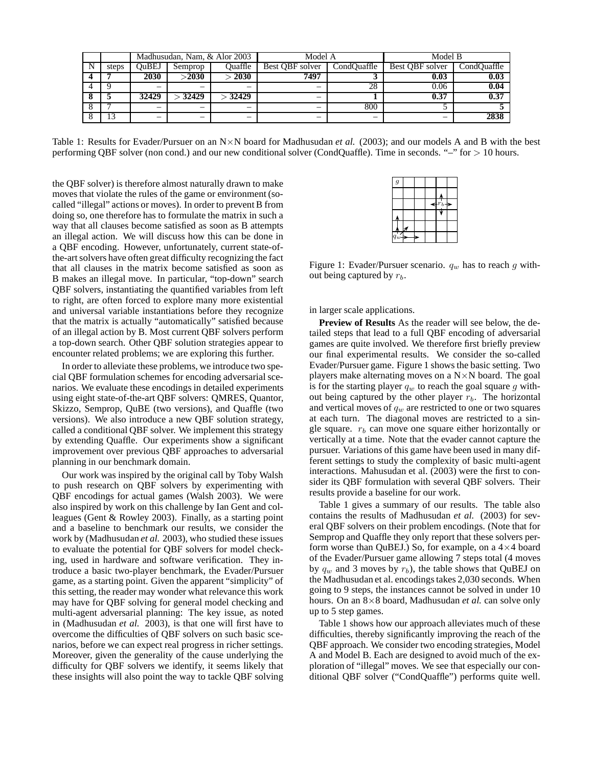| | | Madhusudan, Nam, & Alor 2003 | | | Model A | | Model B | |
|---|---|---|---|---|---|---|---|---|
| N | steps | QuBEJ | Semprop | Quaffle | Best QBF solver | CondQuaffle | Best QBF solver | CondQuaffle |
| **4** | **7** | **2030** | **>2030** | **> 2030** | **7497** | **3** | **0.03** | **0.03** |
| 4 | 9 | – | – | – | – | 28 | 0.06 | **0.04** |
| **8** | **5** | **32429** | **> 32429** | **> 32429** | – | **1** | **0.37** | **0.37** |
| 8 | 7 | – | – | – | – | 800 | 5 | **5** |
| 8 | 13 | – | – | – | – | – | – | **2838** |

Table 1: Results for Evader/Pursuer on an N×N board for Madhusudan *et al.* (2003); and our models A and B with the best performing QBF solver (non cond.) and our new conditional solver (CondQuaffle). Time in seconds. "–" for > 10 hours.

the QBF solver) is therefore almost naturally drawn to make moves that violate the rules of the game or environment (so-called "illegal" actions or moves). In order to prevent B from doing so, one therefore has to formulate the matrix in such a way that all clauses become satisfied as soon as B attempts an illegal action. We will discuss how this can be done in a QBF encoding. However, unfortunately, current state-of-the-art solvers have often great difficulty recognizing the fact that all clauses in the matrix become satisfied as soon as B makes an illegal move. In particular, "top-down" search QBF solvers, instantiating the quantified variables from left to right, are often forced to explore many more existential and universal variable instantiations before they recognize that the matrix is actually "automatically" satisfied because of an illegal action by B. Most current QBF solvers perform a top-down search. Other QBF solution strategies appear to encounter related problems; we are exploring this further.

In order to alleviate these problems, we introduce two special QBF formulation schemes for encoding adversarial scenarios. We evaluate these encodings in detailed experiments using eight state-of-the-art QBF solvers: QMRES, Quantor, Skizzo, Semprop, QuBE (two versions), and Quaffle (two versions). We also introduce a new QBF solution strategy, called a conditional QBF solver. We implement this strategy by extending Quaffle. Our experiments show a significant improvement over previous QBF approaches to adversarial planning in our benchmark domain.

Our work was inspired by the original call by Toby Walsh to push research on QBF solvers by experimenting with QBF encodings for actual games (Walsh 2003). We were also inspired by work on this challenge by Ian Gent and colleagues (Gent & Rowley 2003). Finally, as a starting point and a baseline to benchmark our results, we consider the work by (Madhusudan *et al.* 2003), who studied these issues to evaluate the potential for QBF solvers for model checking, used in hardware and software verification. They introduce a basic two-player benchmark, the Evader/Pursuer game, as a starting point. Given the apparent "simplicity" of this setting, the reader may wonder what relevance this work may have for QBF solving for general model checking and multi-agent adversarial planning: The key issue, as noted in (Madhusudan *et al.* 2003), is that one will first have to overcome the difficulties of QBF solvers on such basic scenarios, before we can expect real progress in richer settings. Moreover, given the generality of the cause underlying the difficulty for QBF solvers we identify, it seems likely that these insights will also point the way to tackle QBF solving in larger scale applications.

Figure 1: Evader/Pursuer scenario. $q_w$ has to reach $g$ without being captured by $r_b$.

**Preview of Results** As the reader will see below, the detailed steps that lead to a full QBF encoding of adversarial games are quite involved. We therefore first briefly preview our final experimental results. We consider the so-called Evader/Pursuer game. Figure 1 shows the basic setting. Two players make alternating moves on a N×N board. The goal is for the starting player $q_w$ to reach the goal square $g$ without being captured by the other player $r_b$. The horizontal and vertical moves of $q_w$ are restricted to one or two squares at each turn. The diagonal moves are restricted to a single square. $r_b$ can move one square either horizontally or vertically at a time. Note that the evader cannot capture the pursuer. Variations of this game have been used in many different settings to study the complexity of basic multi-agent interactions. Mahusudan et al. (2003) were the first to consider its QBF formulation with several QBF solvers. Their results provide a baseline for our work.

Table 1 gives a summary of our results. The table also contains the results of Madhusudan *et al.* (2003) for several QBF solvers on their problem encodings. (Note that for Semprop and Quaffle they only report that these solvers perform worse than QuBEJ.) So, for example, on a 4×4 board of the Evader/Pursuer game allowing 7 steps total (4 moves by $q_w$ and 3 moves by $r_b$), the table shows that QuBEJ on the Madhusudan et al. encodings takes 2,030 seconds. When going to 9 steps, the instances cannot be solved in under 10 hours. On an 8×8 board, Madhusudan *et al.* can solve only up to 5 step games.

Table 1 shows how our approach alleviates much of these difficulties, thereby significantly improving the reach of the QBF approach. We consider two encoding strategies, Model A and Model B. Each are designed to avoid much of the exploration of "illegal" moves. We see that especially our conditional QBF solver ("CondQuaffle") performs quite well.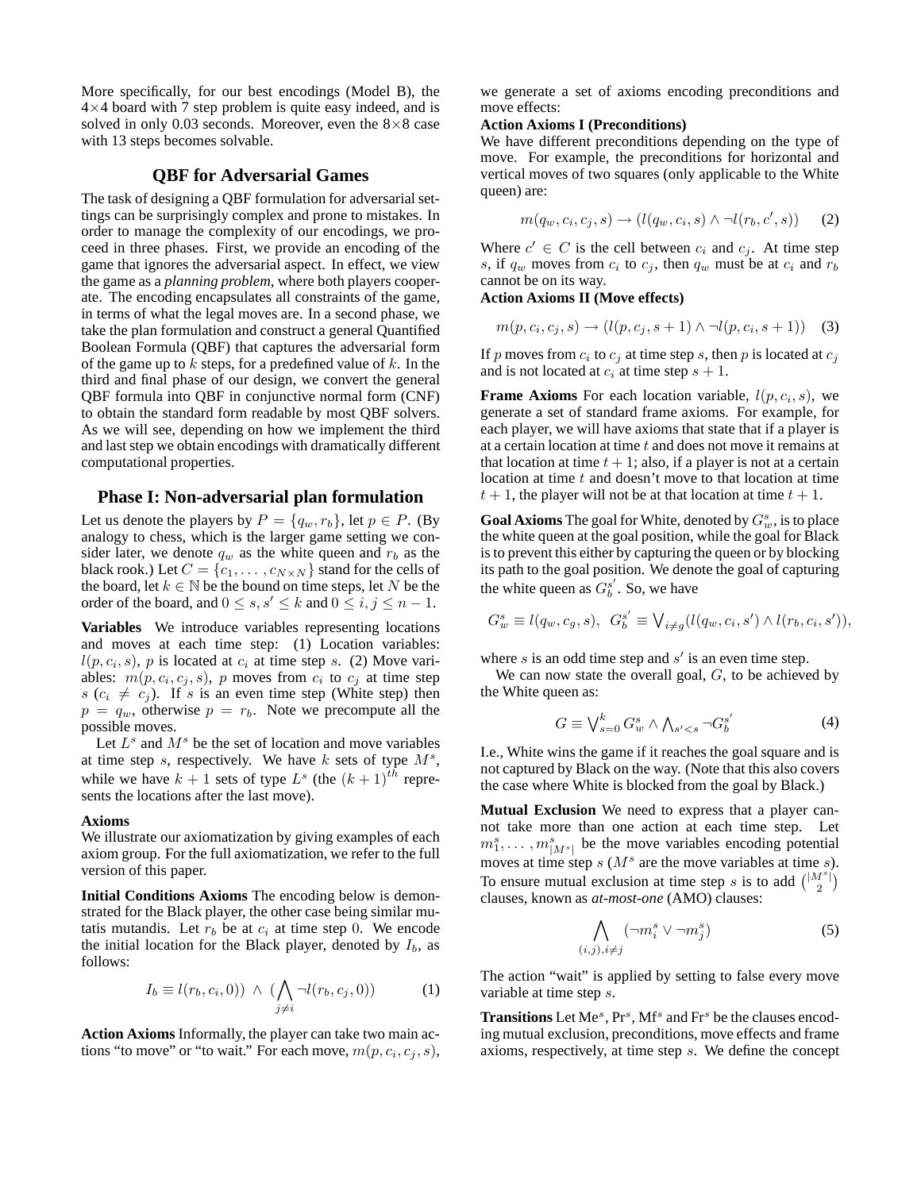More specifically, for our best encodings (Model B), the $4 \times 4$ board with 7 step problem is quite easy indeed, and is solved in only 0.03 seconds. Moreover, even the $8 \times 8$ case with 13 steps becomes solvable.

## QBF for Adversarial Games

The task of designing a QBF formulation for adversarial settings can be surprisingly complex and prone to mistakes. In order to manage the complexity of our encodings, we proceed in three phases. First, we provide an encoding of the game that ignores the adversarial aspect. In effect, we view the game as a *planning problem*, where both players cooperate. The encoding encapsulates all constraints of the game, in terms of what the legal moves are. In a second phase, we take the plan formulation and construct a general Quantified Boolean Formula (QBF) that captures the adversarial form of the game up to $k$ steps, for a predefined value of $k$. In the third and final phase of our design, we convert the general QBF formula into QBF in conjunctive normal form (CNF) to obtain the standard form readable by most QBF solvers. As we will see, depending on how we implement the third and last step we obtain encodings with dramatically different computational properties.

## Phase I: Non-adversarial plan formulation

Let us denote the players by $P = \{q_w, r_b\}$, let $p \in P$. (By analogy to chess, which is the larger game setting we consider later, we denote $q_w$ as the white queen and $r_b$ as the black rook.) Let $C = \{c_1, \ldots, c_{N \times N}\}$ stand for the cells of the board, let $k \in \mathbb{N}$ be the bound on time steps, let $N$ be the order of the board, and $0 \leq s, s' \leq k$ and $0 \leq i, j \leq n-1$.

**Variables** We introduce variables representing locations and moves at each time step: (1) Location variables: $l(p, c_i, s)$, $p$ is located at $c_i$ at time step $s$. (2) Move variables: $m(p, c_i, c_j, s)$, $p$ moves from $c_i$ to $c_j$ at time step $s$ ($c_i \neq c_j$). If $s$ is an even time step (White step) then $p = q_w$, otherwise $p = r_b$. Note we precompute all the possible moves.

Let $L^s$ and $M^s$ be the set of location and move variables at time step $s$, respectively. We have $k$ sets of type $M^s$, while we have $k+1$ sets of type $L^s$ (the $(k+1)^{th}$ represents the locations after the last move).

### Axioms

We illustrate our axiomatization by giving examples of each axiom group. For the full axiomatization, we refer to the full version of this paper.

**Initial Conditions Axioms** The encoding below is demonstrated for the Black player, the other case being similar mutatis mutandis. Let $r_b$ be at $c_i$ at time step 0. We encode the initial location for the Black player, denoted by $I_b$, as follows:

$$I_b \equiv l(r_b, c_i, 0)) \;\wedge\; (\bigwedge_{j \neq i} \neg l(r_b, c_j, 0)) \tag{1}$$

**Action Axioms** Informally, the player can take two main actions "to move" or "to wait." For each move, $m(p, c_i, c_j, s)$, we generate a set of axioms encoding preconditions and move effects:

**Action Axioms I (Preconditions)**
We have different preconditions depending on the type of move. For example, the preconditions for horizontal and vertical moves of two squares (only applicable to the White queen) are:

$$m(q_w, c_i, c_j, s) \rightarrow (l(q_w, c_i, s) \wedge \neg l(r_b, c', s)) \tag{2}$$

Where $c' \in C$ is the cell between $c_i$ and $c_j$. At time step $s$, if $q_w$ moves from $c_i$ to $c_j$, then $q_w$ must be at $c_i$ and $r_b$ cannot be on its way.

**Action Axioms II (Move effects)**

$$m(p, c_i, c_j, s) \rightarrow (l(p, c_j, s+1) \wedge \neg l(p, c_i, s+1)) \tag{3}$$

If $p$ moves from $c_i$ to $c_j$ at time step $s$, then $p$ is located at $c_j$ and is not located at $c_i$ at time step $s+1$.

**Frame Axioms** For each location variable, $l(p, c_i, s)$, we generate a set of standard frame axioms. For example, for each player, we will have axioms that state that if a player is at a certain location at time $t$ and does not move it remains at that location at time $t+1$; also, if a player is not at a certain location at time $t$ and doesn't move to that location at time $t+1$, the player will not be at that location at time $t+1$.

**Goal Axioms** The goal for White, denoted by $G_w^s$, is to place the white queen at the goal position, while the goal for Black is to prevent this either by capturing the queen or by blocking its path to the goal position. We denote the goal of capturing the white queen as $G_b^{s'}$. So, we have

$$G_w^s \equiv l(q_w, c_g, s), \;\; G_b^{s'} \equiv \bigvee_{i \neq g} (l(q_w, c_i, s') \wedge l(r_b, c_i, s')),$$

where $s$ is an odd time step and $s'$ is an even time step.

We can now state the overall goal, $G$, to be achieved by the White queen as:

$$G \equiv \bigvee_{s=0}^{k} G_w^s \wedge \bigwedge_{s' < s} \neg G_b^{s'} \tag{4}$$

I.e., White wins the game if it reaches the goal square and is not captured by Black on the way. (Note that this also covers the case where White is blocked from the goal by Black.)

**Mutual Exclusion** We need to express that a player cannot take more than one action at each time step. Let $m_1^s, \ldots, m_{|M^s|}^s$ be the move variables encoding potential moves at time step $s$ ($M^s$ are the move variables at time $s$). To ensure mutual exclusion at time step $s$ is to add $\binom{|M^s|}{2}$ clauses, known as *at-most-one* (AMO) clauses:

$$\bigwedge_{(i,j), i \neq j} (\neg m_i^s \vee \neg m_j^s) \tag{5}$$

The action "wait" is applied by setting to false every move variable at time step $s$.

**Transitions** Let $\text{Me}^s$, $\text{Pr}^s$, $\text{Mf}^s$ and $\text{Fr}^s$ be the clauses encoding mutual exclusion, preconditions, move effects and frame axioms, respectively, at time step $s$. We define the concept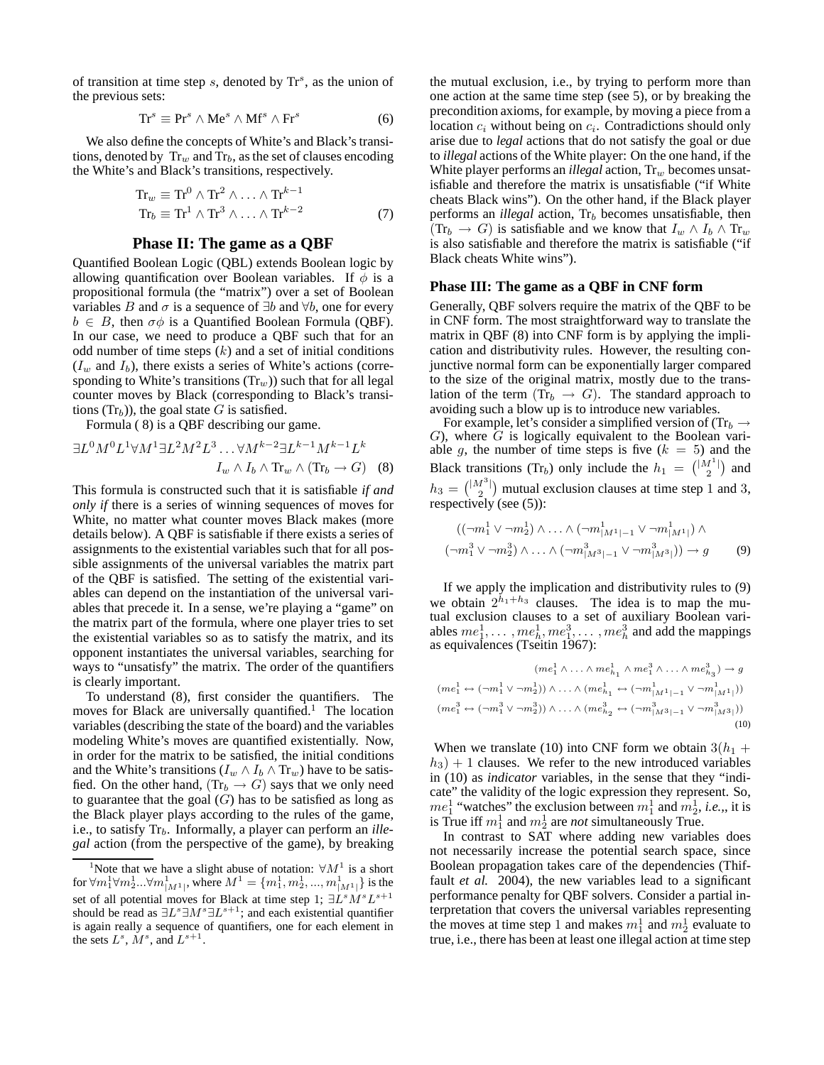of transition at time step $s$, denoted by $\text{Tr}^s$, as the union of the previous sets:

$$\text{Tr}^s \equiv \text{Pr}^s \wedge \text{Me}^s \wedge \text{Mf}^s \wedge \text{Fr}^s \tag{6}$$

We also define the concepts of White's and Black's transitions, denoted by $\text{Tr}_w$ and $\text{Tr}_b$, as the set of clauses encoding the White's and Black's transitions, respectively.

$$\begin{aligned} \text{Tr}_w &\equiv \text{Tr}^0 \wedge \text{Tr}^2 \wedge \ldots \wedge \text{Tr}^{k-1} \\ \text{Tr}_b &\equiv \text{Tr}^1 \wedge \text{Tr}^3 \wedge \ldots \wedge \text{Tr}^{k-2} \end{aligned} \tag{7}$$

## Phase II: The game as a QBF

Quantified Boolean Logic (QBL) extends Boolean logic by allowing quantification over Boolean variables. If $\phi$ is a propositional formula (the "matrix") over a set of Boolean variables $B$ and $\sigma$ is a sequence of $\exists b$ and $\forall b$, one for every $b \in B$, then $\sigma\phi$ is a Quantified Boolean Formula (QBF). In our case, we need to produce a QBF such that for an odd number of time steps ($k$) and a set of initial conditions ($I_w$ and $I_b$), there exists a series of White's actions (corresponding to White's transitions ($\text{Tr}_w$)) such that for all legal counter moves by Black (corresponding to Black's transitions ($\text{Tr}_b$)), the goal state $G$ is satisfied.

Formula ( 8) is a QBF describing our game.

$$\exists L^0 M^0 L^1 \forall M^1 \exists L^2 M^2 L^3 \ldots \forall M^{k-2} \exists L^{k-1} M^{k-1} L^k \\ I_w \wedge I_b \wedge \text{Tr}_w \wedge (\text{Tr}_b \rightarrow G) \tag{8}$$

This formula is constructed such that it is satisfiable *if and only if* there is a series of winning sequences of moves for White, no matter what counter moves Black makes (more details below). A QBF is satisfiable if there exists a series of assignments to the existential variables such that for all possible assignments of the universal variables the matrix part of the QBF is satisfied. The setting of the existential variables can depend on the instantiation of the universal variables that precede it. In a sense, we're playing a "game" on the matrix part of the formula, where one player tries to set the existential variables so as to satisfy the matrix, and its opponent instantiates the universal variables, searching for ways to "unsatisfy" the matrix. The order of the quantifiers is clearly important.

To understand (8), first consider the quantifiers. The moves for Black are universally quantified.[1] The location variables (describing the state of the board) and the variables modeling White's moves are quantified existentially. Now, in order for the matrix to be satisfied, the initial conditions and the White's transitions ($I_w \wedge I_b \wedge \text{Tr}_w$) have to be satisfied. On the other hand, ($\text{Tr}_b \rightarrow G$) says that we only need to guarantee that the goal ($G$) has to be satisfied as long as the Black player plays according to the rules of the game, i.e., to satisfy $\text{Tr}_b$. Informally, a player can perform an *illegal* action (from the perspective of the game), by breaking the mutual exclusion, i.e., by trying to perform more than one action at the same time step (see 5), or by breaking the precondition axioms, for example, by moving a piece from a location $c_i$ without being on $c_i$. Contradictions should only arise due to *legal* actions that do not satisfy the goal or due to *illegal* actions of the White player: On the one hand, if the White player performs an *illegal* action, $\text{Tr}_w$ becomes unsatisfiable and therefore the matrix is unsatisfiable ("if White cheats Black wins"). On the other hand, if the Black player performs an *illegal* action, $\text{Tr}_b$ becomes unsatisfiable, then ($\text{Tr}_b \rightarrow G$) is satisfiable and we know that $I_w \wedge I_b \wedge \text{Tr}_w$ is also satisfiable and therefore the matrix is satisfiable ("if Black cheats White wins").

[1] Note that we have a slight abuse of notation: $\forall M^1$ is a short for $\forall m_1^1 \forall m_2^1 ... \forall m_{|M^1|}^1$, where $M^1 = \{m_1^1, m_2^1, ..., m_{|M^1|}^1\}$ is the set of all potential moves for Black at time step 1; $\exists L^s M^s L^{s+1}$ should be read as $\exists L^s \exists M^s \exists L^{s+1}$; and each existential quantifier is again really a sequence of quantifiers, one for each element in the sets $L^s$, $M^s$, and $L^{s+1}$.

### Phase III: The game as a QBF in CNF form

Generally, QBF solvers require the matrix of the QBF to be in CNF form. The most straightforward way to translate the matrix in QBF (8) into CNF form is by applying the implication and distributivity rules. However, the resulting conjunctive normal form can be exponentially larger compared to the size of the original matrix, mostly due to the translation of the term ($\text{Tr}_b \rightarrow G$). The standard approach to avoiding such a blow up is to introduce new variables.

For example, let's consider a simplified version of ($\text{Tr}_b \rightarrow G$), where $G$ is logically equivalent to the Boolean variable $g$, the number of time steps is five ($k = 5$) and the Black transitions ($\text{Tr}_b$) only include the $h_1 = \binom{|M^1|}{2}$ and $h_3 = \binom{|M^3|}{2}$ mutual exclusion clauses at time step 1 and 3, respectively (see (5)):

$$((\neg m_1^1 \vee \neg m_2^1) \wedge \ldots \wedge (\neg m_{|M^1|-1}^1 \vee \neg m_{|M^1|}^1) \wedge \\ (\neg m_1^3 \vee \neg m_2^3) \wedge \ldots \wedge (\neg m_{|M^3|-1}^3 \vee \neg m_{|M^3|}^3)) \rightarrow g \tag{9}$$

If we apply the implication and distributivity rules to (9) we obtain $2^{h_1+h_3}$ clauses. The idea is to map the mutual exclusion clauses to a set of auxiliary Boolean variables $me_1^1, \ldots, me_h^1, me_1^3, \ldots, me_h^3$ and add the mappings as equivalences (Tseitin 1967):

$$\begin{aligned} &(me_1^1 \wedge \ldots \wedge me_{h_1}^1 \wedge me_1^3 \wedge \ldots \wedge me_{h_3}^3) \rightarrow g \\ &(me_1^1 \leftrightarrow (\neg m_1^1 \vee \neg m_2^1)) \wedge \ldots \wedge (me_{h_1}^1 \leftrightarrow (\neg m_{|M^1|-1}^1 \vee \neg m_{|M^1|}^1)) \\ &(me_1^3 \leftrightarrow (\neg m_1^3 \vee \neg m_2^3)) \wedge \ldots \wedge (me_{h_2}^3 \leftrightarrow (\neg m_{|M^3|-1}^3 \vee \neg m_{|M^3|}^3)) \end{aligned} \tag{10}$$

When we translate (10) into CNF form we obtain $3(h_1 + h_3) + 1$ clauses. We refer to the new introduced variables in (10) as *indicator* variables, in the sense that they "indicate" the validity of the logic expression they represent. So, $me_1^1$ "watches" the exclusion between $m_1^1$ and $m_2^1$, *i.e.,*, it is is True iff $m_1^1$ and $m_2^1$ are *not* simultaneously True.

In contrast to SAT where adding new variables does not necessarily increase the potential search space, since Boolean propagation takes care of the dependencies (Thiffault *et al.* 2004), the new variables lead to a significant performance penalty for QBF solvers. Consider a partial interpretation that covers the universal variables representing the moves at time step 1 and makes $m_1^1$ and $m_2^1$ evaluate to true, i.e., there has been at least one illegal action at time step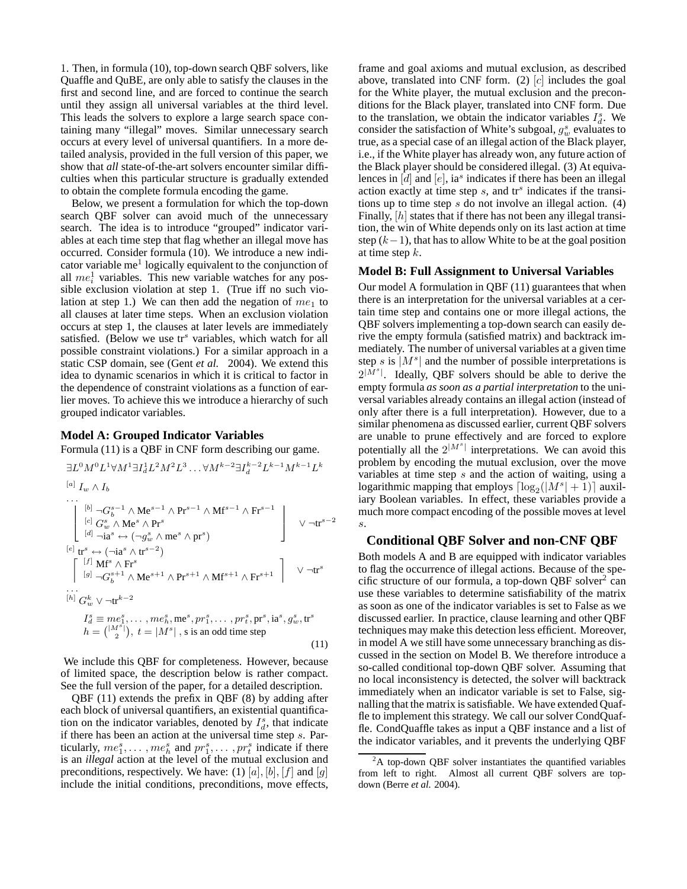1. Then, in formula (10), top-down search QBF solvers, like Quaffle and QuBE, are only able to satisfy the clauses in the first and second line, and are forced to continue the search until they assign all universal variables at the third level. This leads the solvers to explore a large search space containing many "illegal" moves. Similar unnecessary search occurs at every level of universal quantifiers. In a more detailed analysis, provided in the full version of this paper, we show that *all* state-of-the-art solvers encounter similar difficulties when this particular structure is gradually extended to obtain the complete formula encoding the game.

Below, we present a formulation for which the top-down search QBF solver can avoid much of the unnecessary search. The idea is to introduce "grouped" indicator variables at each time step that flag whether an illegal move has occurred. Consider formula (10). We introduce a new indicator variable $\text{me}^1$ logically equivalent to the conjunction of all $me_i^1$ variables. This new variable watches for any possible exclusion violation at step 1. (True iff no such violation at step 1.) We can then add the negation of $me_1$ to all clauses at later time steps. When an exclusion violation occurs at step 1, the clauses at later levels are immediately satisfied. (Below we use $\text{tr}^s$ variables, which watch for all possible constraint violations.) For a similar approach in a static CSP domain, see (Gent *et al.* 2004). We extend this idea to dynamic scenarios in which it is critical to factor in the dependence of constraint violations as a function of earlier moves. To achieve this we introduce a hierarchy of such grouped indicator variables.

### Model A: Grouped Indicator Variables

Formula (11) is a QBF in CNF form describing our game.

$$\exists L^0 M^0 L^1 \forall M^1 \exists I_d^1 L^2 M^2 L^3 \ldots \forall M^{k-2} \exists I_d^{k-2} L^{k-1} M^{k-1} L^k$$

$$^{[a]}\ I_w \wedge I_b$$

$$\ldots$$

$$\left[\begin{array}{l} ^{[b]}\ \neg G_b^{s-1} \wedge \text{Me}^{s-1} \wedge \text{Pr}^{s-1} \wedge \text{Mf}^{s-1} \wedge \text{Fr}^{s-1} \\ ^{[c]}\ G_w^s \wedge \text{Me}^s \wedge \text{Pr}^s \\ ^{[d]}\ \neg \text{ia}^s \leftrightarrow (\neg g_w^s \wedge \text{me}^s \wedge \text{pr}^s) \end{array}\right] \vee \neg \text{tr}^{s-2}$$

$$^{[e]}\ \text{tr}^s \leftrightarrow (\neg \text{ia}^s \wedge \text{tr}^{s-2})$$

$$\left[\begin{array}{l} ^{[f]}\ \text{Mf}^s \wedge \text{Fr}^s \\ ^{[g]}\ \neg G_b^{s+1} \wedge \text{Me}^{s+1} \wedge \text{Pr}^{s+1} \wedge \text{Mf}^{s+1} \wedge \text{Fr}^{s+1} \end{array}\right] \vee \neg \text{tr}^s$$

$$\ldots$$

$$^{[h]}\ G_w^k \vee \neg \text{tr}^{k-2}$$

$$I_d^s \equiv me_1^s, \ldots, me_h^s, \text{me}^s, pr_1^s, \ldots, pr_t^s, \text{pr}^s, \text{ia}^s, g_w^s, \text{tr}^s$$
$$h = \binom{|M^s|}{2},\ t = |M^s|\ \text{, s is an odd time step} \tag{11}$$

We include this QBF for completeness. However, because of limited space, the description below is rather compact. See the full version of the paper, for a detailed description.

QBF (11) extends the prefix in QBF (8) by adding after each block of universal quantifiers, an existential quantification on the indicator variables, denoted by $I_d^s$, that indicate if there has been an action at the universal time step $s$. Particularly, $me_1^s, \ldots, me_h^s$ and $pr_1^s, \ldots, pr_t^s$ indicate if there is an *illegal* action at the level of the mutual exclusion and preconditions, respectively. We have: (1) $[a], [b], [f]$ and $[g]$ include the initial conditions, preconditions, move effects, frame and goal axioms and mutual exclusion, as described above, translated into CNF form. (2) $[c]$ includes the goal for the White player, the mutual exclusion and the preconditions for the Black player, translated into CNF form. Due to the translation, we obtain the indicator variables $I_d^s$. We consider the satisfaction of White's subgoal, $g_w^s$ evaluates to true, as a special case of an illegal action of the Black player, i.e., if the White player has already won, any future action of the Black player should be considered illegal. (3) At equivalences in $[d]$ and $[e]$, $\text{ia}^s$ indicates if there has been an illegal action exactly at time step $s$, and $\text{tr}^s$ indicates if the transitions up to time step $s$ do not involve an illegal action. (4) Finally, $[h]$ states that if there has not been any illegal transition, the win of White depends only on its last action at time step $(k-1)$, that has to allow White to be at the goal position at time step $k$.

### Model B: Full Assignment to Universal Variables

Our model A formulation in QBF (11) guarantees that when there is an interpretation for the universal variables at a certain time step and contains one or more illegal actions, the QBF solvers implementing a top-down search can easily derive the empty formula (satisfied matrix) and backtrack immediately. The number of universal variables at a given time step $s$ is $|M^s|$ and the number of possible interpretations is $2^{|M^s|}$. Ideally, QBF solvers should be able to derive the empty formula *as soon as a partial interpretation* to the universal variables already contains an illegal action (instead of only after there is a full interpretation). However, due to a similar phenomena as discussed earlier, current QBF solvers are unable to prune effectively and are forced to explore potentially all the $2^{|M^s|}$ interpretations. We can avoid this problem by encoding the mutual exclusion, over the move variables at time step $s$ and the action of waiting, using a logarithmic mapping that employs $\lceil \log_2(|M^s|+1) \rceil$ auxiliary Boolean variables. In effect, these variables provide a much more compact encoding of the possible moves at level $s$.

## Conditional QBF Solver and non-CNF QBF

Both models A and B are equipped with indicator variables to flag the occurrence of illegal actions. Because of the specific structure of our formula, a top-down QBF solver[2] can use these variables to determine satisfiability of the matrix as soon as one of the indicator variables is set to False as we discussed earlier. In practice, clause learning and other QBF techniques may make this detection less efficient. Moreover, in model A we still have some unnecessary branching as discussed in the section on Model B. We therefore introduce a so-called conditional top-down QBF solver. Assuming that no local inconsistency is detected, the solver will backtrack immediately when an indicator variable is set to False, signalling that the matrix is satisfiable. We have extended Quaffle to implement this strategy. We call our solver CondQuaffle. CondQuaffle takes as input a QBF instance and a list of the indicator variables, and it prevents the underlying QBF

[2] A top-down QBF solver instantiates the quantified variables from left to right. Almost all current QBF solvers are top-down (Berre *et al.* 2004).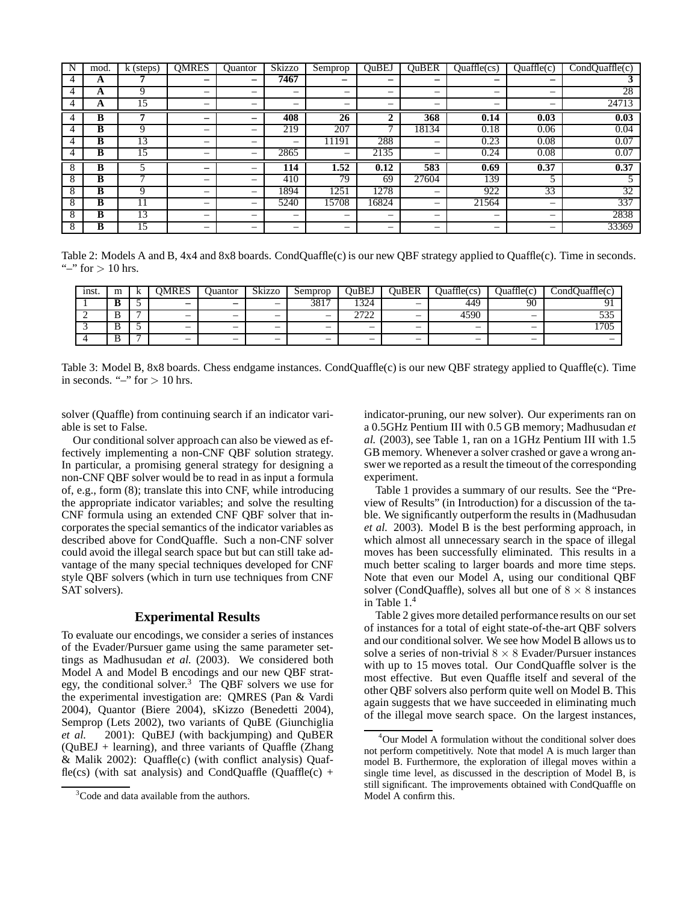| N | mod. | k (steps) | QMRES | Quantor | Skizzo | Semprop | QuBEJ | QuBER | Quaffle(cs) | Quaffle(c) | CondQuaffle(c) |
|---|---|---|---|---|---|---|---|---|---|---|---|
| 4 | **A** | **7** | **–** | **–** | **7467** | **–** | **–** | **–** | **–** | **–** | **3** |
| 4 | **A** | 9 | – | – | – | – | – | – | – | – | 28 |
| 4 | **A** | 15 | – | – | – | – | – | – | – | – | 24713 |
| 4 | **B** | **7** | **–** | **–** | **408** | **26** | **2** | **368** | **0.14** | **0.03** | **0.03** |
| 4 | **B** | 9 | – | – | 219 | 207 | 7 | 18134 | 0.18 | 0.06 | 0.04 |
| 4 | **B** | 13 | – | – | – | 11191 | 288 | – | 0.23 | 0.08 | 0.07 |
| 4 | **B** | 15 | – | – | 2865 | – | 2135 | – | 0.24 | 0.08 | 0.07 |
| 8 | **B** | 5 | **–** | – | **114** | **1.52** | **0.12** | **583** | **0.69** | **0.37** | **0.37** |
| 8 | **B** | 7 | – | – | 410 | 79 | 69 | 27604 | 139 | 5 | 5 |
| 8 | **B** | 9 | – | – | 1894 | 1251 | 1278 | – | 922 | 33 | 32 |
| 8 | **B** | 11 | – | – | 5240 | 15708 | 16824 | – | 21564 | – | 337 |
| 8 | **B** | 13 | – | – | – | – | – | – | – | – | 2838 |
| 8 | **B** | 15 | – | – | – | – | – | – | – | – | 33369 |

Table 2: Models A and B, 4x4 and 8x8 boards. CondQuaffle(c) is our new QBF strategy applied to Quaffle(c). Time in seconds. "–" for > 10 hrs.

| inst. | m | k | QMRES | Quantor | Skizzo | Semprop | QuBEJ | QuBER | Quaffle(cs) | Quaffle(c) | CondQuaffle(c) |
|---|---|---|---|---|---|---|---|---|---|---|---|
| 1 | **B** | 5 | **–** | **–** | – | 3817 | 1324 | – | 449 | 90 | 91 |
| 2 | B | 7 | – | – | – | – | 2722 | – | 4590 | – | 535 |
| 3 | B | 5 | – | – | – | – | – | – | – | – | 1705 |
| 4 | B | 7 | – | – | – | – | – | – | – | – | – |

Table 3: Model B, 8x8 boards. Chess endgame instances. CondQuaffle(c) is our new QBF strategy applied to Quaffle(c). Time in seconds. "–" for > 10 hrs.

solver (Quaffle) from continuing search if an indicator variable is set to False.

Our conditional solver approach can also be viewed as effectively implementing a non-CNF QBF solution strategy. In particular, a promising general strategy for designing a non-CNF QBF solver would be to read in as input a formula of, e.g., form (8); translate this into CNF, while introducing the appropriate indicator variables; and solve the resulting CNF formula using an extended CNF QBF solver that incorporates the special semantics of the indicator variables as described above for CondQuaffle. Such a non-CNF solver could avoid the illegal search space but but can still take advantage of the many special techniques developed for CNF style QBF solvers (which in turn use techniques from CNF SAT solvers).

## Experimental Results

To evaluate our encodings, we consider a series of instances of the Evader/Pursuer game using the same parameter settings as Madhusudan *et al.* (2003). We considered both Model A and Model B encodings and our new QBF strategy, the conditional solver.[3] The QBF solvers we use for the experimental investigation are: QMRES (Pan & Vardi 2004), Quantor (Biere 2004), sKizzo (Benedetti 2004), Semprop (Lets 2002), two variants of QuBE (Giunchiglia *et al.* 2001): QuBEJ (with backjumping) and QuBER (QuBEJ + learning), and three variants of Quaffle (Zhang & Malik 2002): Quaffle(c) (with conflict analysis) Quaffle(cs) (with sat analysis) and CondQuaffle (Quaffle(c) + indicator-pruning, our new solver). Our experiments ran on a 0.5GHz Pentium III with 0.5 GB memory; Madhusudan *et al.* (2003), see Table 1, ran on a 1GHz Pentium III with 1.5 GB memory. Whenever a solver crashed or gave a wrong answer we reported as a result the timeout of the corresponding experiment.

Table 1 provides a summary of our results. See the "Preview of Results" (in Introduction) for a discussion of the table. We significantly outperform the results in (Madhusudan *et al.* 2003). Model B is the best performing approach, in which almost all unnecessary search in the space of illegal moves has been successfully eliminated. This results in a much better scaling to larger boards and more time steps. Note that even our Model A, using our conditional QBF solver (CondQuaffle), solves all but one of $8 \times 8$ instances in Table 1.[4]

Table 2 gives more detailed performance results on our set of instances for a total of eight state-of-the-art QBF solvers and our conditional solver. We see how Model B allows us to solve a series of non-trivial $8 \times 8$ Evader/Pursuer instances with up to 15 moves total. Our CondQuaffle solver is the most effective. But even Quaffle itself and several of the other QBF solvers also perform quite well on Model B. This again suggests that we have succeeded in eliminating much of the illegal move search space. On the largest instances,

[3] Code and data available from the authors.

[4] Our Model A formulation without the conditional solver does not perform competitively. Note that model A is much larger than model B. Furthermore, the exploration of illegal moves within a single time level, as discussed in the description of Model B, is still significant. The improvements obtained with CondQuaffle on Model A confirm this.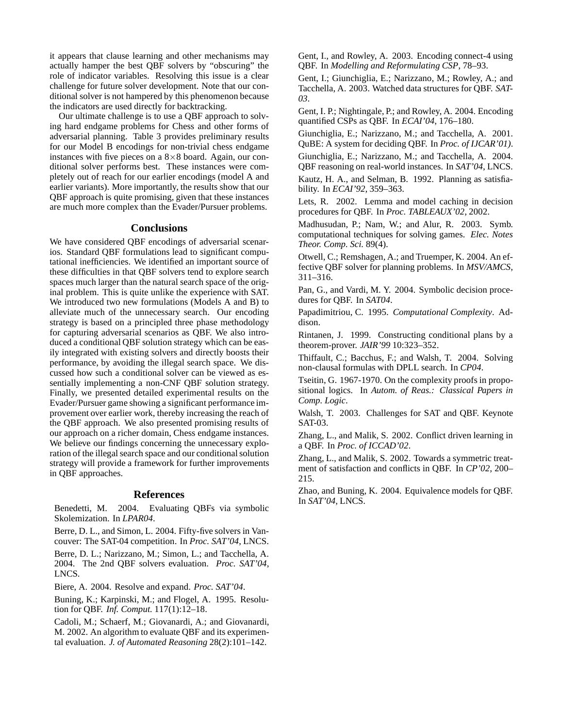it appears that clause learning and other mechanisms may actually hamper the best QBF solvers by "obscuring" the role of indicator variables. Resolving this issue is a clear challenge for future solver development. Note that our conditional solver is not hampered by this phenomenon because the indicators are used directly for backtracking.

Our ultimate challenge is to use a QBF approach to solving hard endgame problems for Chess and other forms of adversarial planning. Table 3 provides preliminary results for our Model B encodings for non-trivial chess endgame instances with five pieces on a $8\times8$ board. Again, our conditional solver performs best. These instances were completely out of reach for our earlier encodings (model A and earlier variants). More importantly, the results show that our QBF approach is quite promising, given that these instances are much more complex than the Evader/Pursuer problems.

## Conclusions

We have considered QBF encodings of adversarial scenarios. Standard QBF formulations lead to significant computational inefficiencies. We identified an important source of these difficulties in that QBF solvers tend to explore search spaces much larger than the natural search space of the original problem. This is quite unlike the experience with SAT. We introduced two new formulations (Models A and B) to alleviate much of the unnecessary search. Our encoding strategy is based on a principled three phase methodology for capturing adversarial scenarios as QBF. We also introduced a conditional QBF solution strategy which can be easily integrated with existing solvers and directly boosts their performance, by avoiding the illegal search space. We discussed how such a conditional solver can be viewed as essentially implementing a non-CNF QBF solution strategy. Finally, we presented detailed experimental results on the Evader/Pursuer game showing a significant performance improvement over earlier work, thereby increasing the reach of the QBF approach. We also presented promising results of our approach on a richer domain, Chess endgame instances. We believe our findings concerning the unnecessary exploration of the illegal search space and our conditional solution strategy will provide a framework for further improvements in QBF approaches.

## References

Benedetti, M. 2004. Evaluating QBFs via symbolic Skolemization. In *LPAR04*.

Berre, D. L., and Simon, L. 2004. Fifty-five solvers in Vancouver: The SAT-04 competition. In *Proc. SAT'04*, LNCS.

Berre, D. L.; Narizzano, M.; Simon, L.; and Tacchella, A. 2004. The 2nd QBF solvers evaluation. *Proc. SAT'04*, LNCS.

Biere, A. 2004. Resolve and expand. *Proc. SAT'04*.

Buning, K.; Karpinski, M.; and Flogel, A. 1995. Resolution for QBF. *Inf. Comput.* 117(1):12–18.

Cadoli, M.; Schaerf, M.; Giovanardi, A.; and Giovanardi, M. 2002. An algorithm to evaluate QBF and its experimental evaluation. *J. of Automated Reasoning* 28(2):101–142.

Gent, I., and Rowley, A. 2003. Encoding connect-4 using QBF. In *Modelling and Reformulating CSP*, 78–93.

Gent, I.; Giunchiglia, E.; Narizzano, M.; Rowley, A.; and Tacchella, A. 2003. Watched data structures for QBF. *SAT-03*.

Gent, I. P.; Nightingale, P.; and Rowley, A. 2004. Encoding quantified CSPs as QBF. In *ECAI'04*, 176–180.

Giunchiglia, E.; Narizzano, M.; and Tacchella, A. 2001. QuBE: A system for deciding QBF. In *Proc. of IJCAR'01)*.

Giunchiglia, E.; Narizzano, M.; and Tacchella, A. 2004. QBF reasoning on real-world instances. In *SAT'04*, LNCS.

Kautz, H. A., and Selman, B. 1992. Planning as satisfiability. In *ECAI'92*, 359–363.

Lets, R. 2002. Lemma and model caching in decision procedures for QBF. In *Proc. TABLEAUX'02*, 2002.

Madhusudan, P.; Nam, W.; and Alur, R. 2003. Symb. computational techniques for solving games. *Elec. Notes Theor. Comp. Sci.* 89(4).

Otwell, C.; Remshagen, A.; and Truemper, K. 2004. An effective QBF solver for planning problems. In *MSV/AMCS*, 311–316.

Pan, G., and Vardi, M. Y. 2004. Symbolic decision procedures for QBF. In *SAT04*.

Papadimitriou, C. 1995. *Computational Complexity*. Addison.

Rintanen, J. 1999. Constructing conditional plans by a theorem-prover. *JAIR'99* 10:323–352.

Thiffault, C.; Bacchus, F.; and Walsh, T. 2004. Solving non-clausal formulas with DPLL search. In *CP04*.

Tseitin, G. 1967-1970. On the complexity proofs in propositional logics. In *Autom. of Reas.: Classical Papers in Comp. Logic*.

Walsh, T. 2003. Challenges for SAT and QBF. Keynote SAT-03.

Zhang, L., and Malik, S. 2002. Conflict driven learning in a QBF. In *Proc. of ICCAD'02*.

Zhang, L., and Malik, S. 2002. Towards a symmetric treatment of satisfaction and conflicts in QBF. In *CP'02*, 200–215.

Zhao, and Buning, K. 2004. Equivalence models for QBF. In *SAT'04*, LNCS.